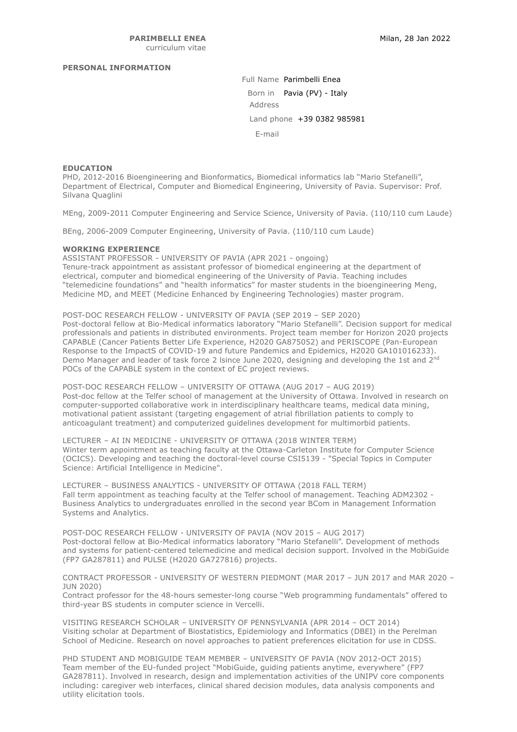**PARIMBELLI ENEA**
curriculum vitae

Milan, 28 Jan 2022

## PERSONAL INFORMATION

Full Name Parimbelli Enea

Born in Pavia (PV) - Italy

Address

Land phone +39 0382 985981

E-mail

## EDUCATION

PHD, 2012-2016 Bioengineering and Bionformatics, Biomedical informatics lab "Mario Stefanelli", Department of Electrical, Computer and Biomedical Engineering, University of Pavia. Supervisor: Prof. Silvana Quaglini

MEng, 2009-2011 Computer Engineering and Service Science, University of Pavia. (110/110 cum Laude)

BEng, 2006-2009 Computer Engineering, University of Pavia. (110/110 cum Laude)

## WORKING EXPERIENCE

ASSISTANT PROFESSOR - UNIVERSITY OF PAVIA (APR 2021 - ongoing)
Tenure-track appointment as assistant professor of biomedical engineering at the department of electrical, computer and biomedical engineering of the University of Pavia. Teaching includes "telemedicine foundations" and "health informatics" for master students in the bioengineering Meng, Medicine MD, and MEET (Medicine Enhanced by Engineering Technologies) master program.

POST-DOC RESEARCH FELLOW - UNIVERSITY OF PAVIA (SEP 2019 – SEP 2020)
Post-doctoral fellow at Bio-Medical informatics laboratory "Mario Stefanelli". Decision support for medical professionals and patients in distributed environments. Project team member for Horizon 2020 projects CAPABLE (Cancer Patients Better Life Experience, H2020 GA875052) and PERISCOPE (Pan-European Response to the ImpactS of COVID-19 and future Pandemics and Epidemics, H2020 GA101016233). Demo Manager and leader of task force 2 lsince June 2020, designing and developing the 1st and 2nd POCs of the CAPABLE system in the context of EC project reviews.

POST-DOC RESEARCH FELLOW – UNIVERSITY OF OTTAWA (AUG 2017 – AUG 2019)
Post-doc fellow at the Telfer school of management at the University of Ottawa. Involved in research on computer-supported collaborative work in interdisciplinary healthcare teams, medical data mining, motivational patient assistant (targeting engagement of atrial fibrillation patients to comply to anticoagulant treatment) and computerized guidelines development for multimorbid patients.

LECTURER – AI IN MEDICINE - UNIVERSITY OF OTTAWA (2018 WINTER TERM)
Winter term appointment as teaching faculty at the Ottawa-Carleton Institute for Computer Science (OCICS). Developing and teaching the doctoral-level course CSI5139 - "Special Topics in Computer Science: Artificial Intelligence in Medicine".

LECTURER – BUSINESS ANALYTICS - UNIVERSITY OF OTTAWA (2018 FALL TERM)
Fall term appointment as teaching faculty at the Telfer school of management. Teaching ADM2302 - Business Analytics to undergraduates enrolled in the second year BCom in Management Information Systems and Analytics.

POST-DOC RESEARCH FELLOW - UNIVERSITY OF PAVIA (NOV 2015 – AUG 2017)
Post-doctoral fellow at Bio-Medical informatics laboratory "Mario Stefanelli". Development of methods and systems for patient-centered telemedicine and medical decision support. Involved in the MobiGuide (FP7 GA287811) and PULSE (H2020 GA727816) projects.

CONTRACT PROFESSOR - UNIVERSITY OF WESTERN PIEDMONT (MAR 2017 – JUN 2017 and MAR 2020 – JUN 2020)
Contract professor for the 48-hours semester-long course "Web programming fundamentals" offered to third-year BS students in computer science in Vercelli.

VISITING RESEARCH SCHOLAR – UNIVERSITY OF PENNSYLVANIA (APR 2014 – OCT 2014)
Visiting scholar at Department of Biostatistics, Epidemiology and Informatics (DBEI) in the Perelman School of Medicine. Research on novel approaches to patient preferences elicitation for use in CDSS.

PHD STUDENT AND MOBIGUIDE TEAM MEMBER – UNIVERSITY OF PAVIA (NOV 2012-OCT 2015)
Team member of the EU-funded project "MobiGuide, guiding patients anytime, everywhere" (FP7 GA287811). Involved in research, design and implementation activities of the UNIPV core components including: caregiver web interfaces, clinical shared decision modules, data analysis components and utility elicitation tools.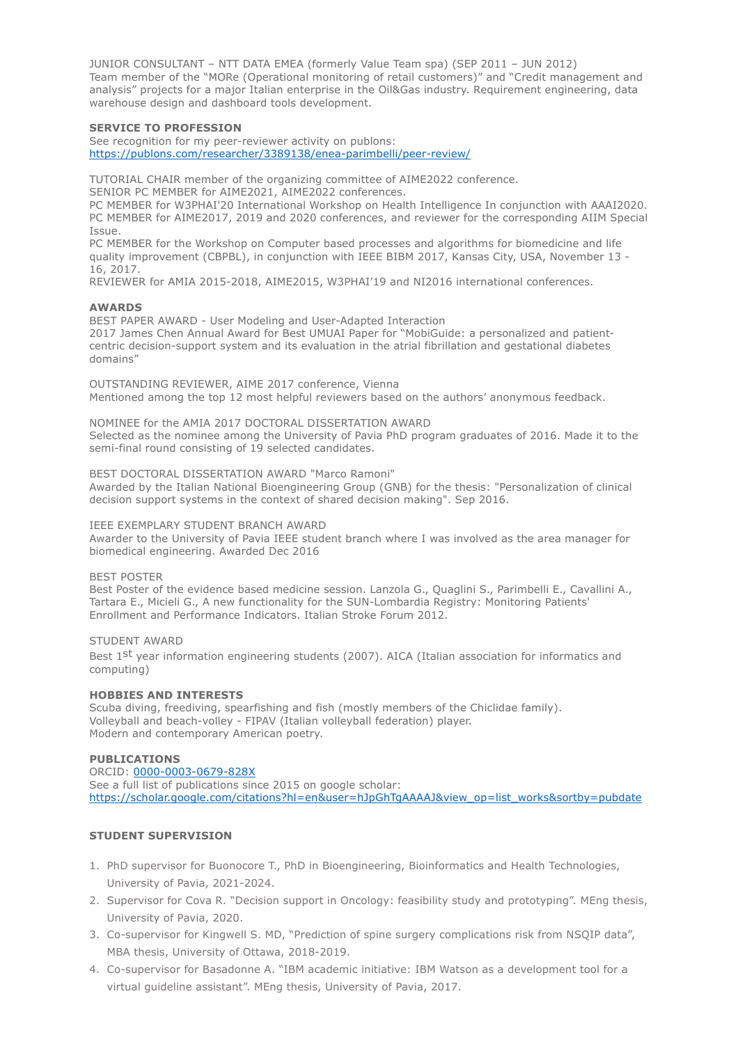JUNIOR CONSULTANT – NTT DATA EMEA (formerly Value Team spa) (SEP 2011 – JUN 2012)
Team member of the "MORe (Operational monitoring of retail customers)" and "Credit management and analysis" projects for a major Italian enterprise in the Oil&Gas industry. Requirement engineering, data warehouse design and dashboard tools development.

**SERVICE TO PROFESSION**

See recognition for my peer-reviewer activity on publons:
https://publons.com/researcher/3389138/enea-parimbelli/peer-review/

TUTORIAL CHAIR member of the organizing committee of AIME2022 conference.
SENIOR PC MEMBER for AIME2021, AIME2022 conferences.
PC MEMBER for W3PHAI'20 International Workshop on Health Intelligence In conjunction with AAAI2020.
PC MEMBER for AIME2017, 2019 and 2020 conferences, and reviewer for the corresponding AIIM Special Issue.
PC MEMBER for the Workshop on Computer based processes and algorithms for biomedicine and life quality improvement (CBPBL), in conjunction with IEEE BIBM 2017, Kansas City, USA, November 13 - 16, 2017.
REVIEWER for AMIA 2015-2018, AIME2015, W3PHAI'19 and NI2016 international conferences.

**AWARDS**

BEST PAPER AWARD - User Modeling and User-Adapted Interaction
2017 James Chen Annual Award for Best UMUAI Paper for "MobiGuide: a personalized and patient-centric decision-support system and its evaluation in the atrial fibrillation and gestational diabetes domains"

OUTSTANDING REVIEWER, AIME 2017 conference, Vienna
Mentioned among the top 12 most helpful reviewers based on the authors' anonymous feedback.

NOMINEE for the AMIA 2017 DOCTORAL DISSERTATION AWARD
Selected as the nominee among the University of Pavia PhD program graduates of 2016. Made it to the semi-final round consisting of 19 selected candidates.

BEST DOCTORAL DISSERTATION AWARD "Marco Ramoni"
Awarded by the Italian National Bioengineering Group (GNB) for the thesis: "Personalization of clinical decision support systems in the context of shared decision making". Sep 2016.

IEEE EXEMPLARY STUDENT BRANCH AWARD
Awarder to the University of Pavia IEEE student branch where I was involved as the area manager for biomedical engineering. Awarded Dec 2016

BEST POSTER
Best Poster of the evidence based medicine session. Lanzola G., Quaglini S., Parimbelli E., Cavallini A., Tartara E., Micieli G., A new functionality for the SUN-Lombardia Registry: Monitoring Patients' Enrollment and Performance Indicators. Italian Stroke Forum 2012.

STUDENT AWARD
Best 1st year information engineering students (2007). AICA (Italian association for informatics and computing)

**HOBBIES AND INTERESTS**

Scuba diving, freediving, spearfishing and fish (mostly members of the Chiclidae family).
Volleyball and beach-volley - FIPAV (Italian volleyball federation) player.
Modern and contemporary American poetry.

**PUBLICATIONS**

ORCID: 0000-0003-0679-828X
See a full list of publications since 2015 on google scholar:
https://scholar.google.com/citations?hl=en&user=hJpGhTgAAAAJ&view_op=list_works&sortby=pubdate

**STUDENT SUPERVISION**

1. PhD supervisor for Buonocore T., PhD in Bioengineering, Bioinformatics and Health Technologies, University of Pavia, 2021-2024.
2. Supervisor for Cova R. "Decision support in Oncology: feasibility study and prototyping". MEng thesis, University of Pavia, 2020.
3. Co-supervisor for Kingwell S. MD, "Prediction of spine surgery complications risk from NSQIP data", MBA thesis, University of Ottawa, 2018-2019.
4. Co-supervisor for Basadonne A. "IBM academic initiative: IBM Watson as a development tool for a virtual guideline assistant". MEng thesis, University of Pavia, 2017.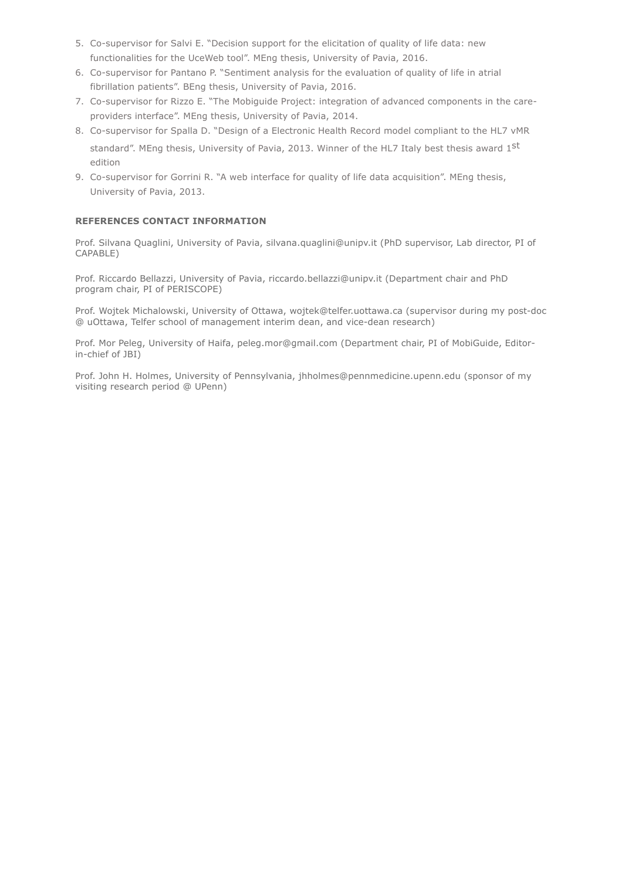5. Co-supervisor for Salvi E. "Decision support for the elicitation of quality of life data: new functionalities for the UceWeb tool". MEng thesis, University of Pavia, 2016.
6. Co-supervisor for Pantano P. "Sentiment analysis for the evaluation of quality of life in atrial fibrillation patients". BEng thesis, University of Pavia, 2016.
7. Co-supervisor for Rizzo E. "The Mobiguide Project: integration of advanced components in the care-providers interface". MEng thesis, University of Pavia, 2014.
8. Co-supervisor for Spalla D. "Design of a Electronic Health Record model compliant to the HL7 vMR standard". MEng thesis, University of Pavia, 2013. Winner of the HL7 Italy best thesis award 1st edition
9. Co-supervisor for Gorrini R. "A web interface for quality of life data acquisition". MEng thesis, University of Pavia, 2013.

**REFERENCES CONTACT INFORMATION**

Prof. Silvana Quaglini, University of Pavia, silvana.quaglini@unipv.it (PhD supervisor, Lab director, PI of CAPABLE)

Prof. Riccardo Bellazzi, University of Pavia, riccardo.bellazzi@unipv.it (Department chair and PhD program chair, PI of PERISCOPE)

Prof. Wojtek Michalowski, University of Ottawa, wojtek@telfer.uottawa.ca (supervisor during my post-doc @ uOttawa, Telfer school of management interim dean, and vice-dean research)

Prof. Mor Peleg, University of Haifa, peleg.mor@gmail.com (Department chair, PI of MobiGuide, Editor-in-chief of JBI)

Prof. John H. Holmes, University of Pennsylvania, jhholmes@pennmedicine.upenn.edu (sponsor of my visiting research period @ UPenn)